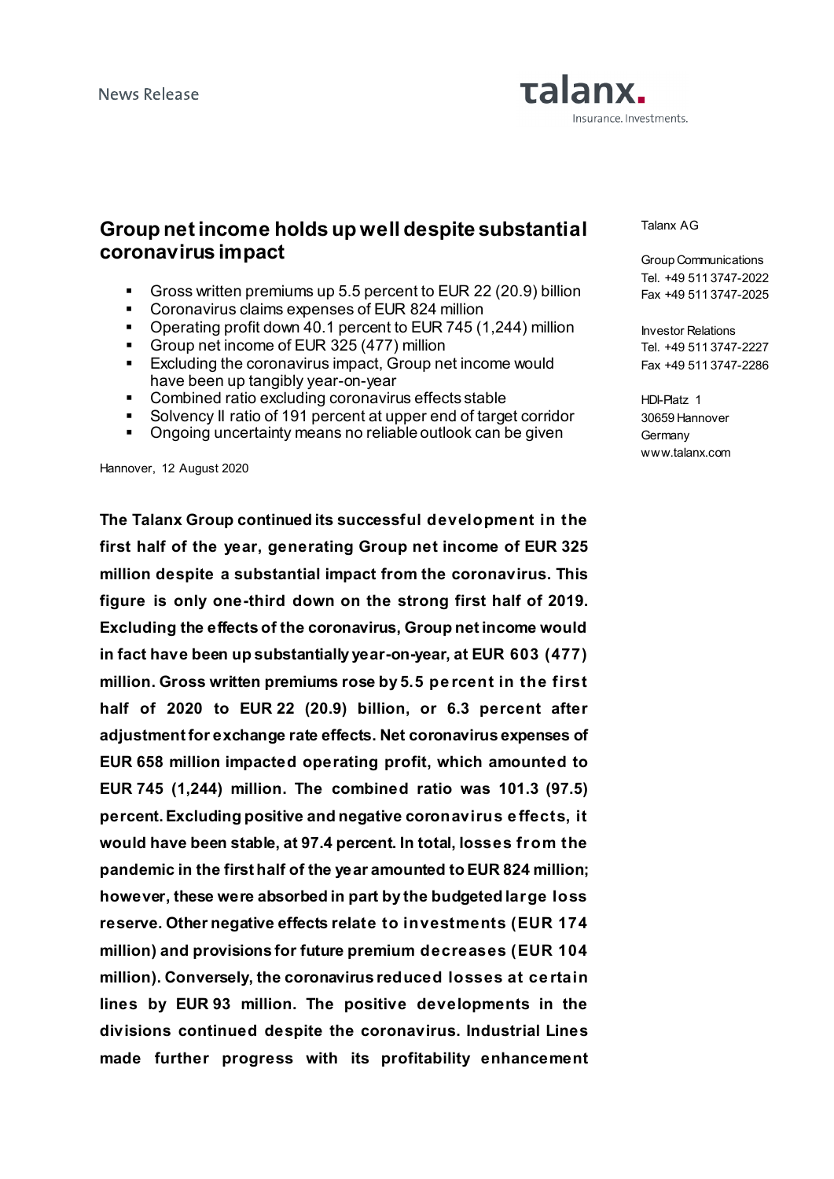News Release

# Group net income holds up well despite substantial coronavirus impact

- Gross written premiums up 5.5 percent to EUR 22 (20.9) billion
- Coronavirus claims expenses of EUR 824 million
- Operating profit down 40.1 percent to EUR 745 (1,244) million
- Group net income of EUR 325 (477) million
- Excluding the coronavirus impact, Group net income would have been up tangibly year-on-year
- Combined ratio excluding coronavirus effects stable
- Solvency II ratio of 191 percent at upper end of target corridor
- Ongoing uncertainty means no reliable outlook can be given

Hannover, 12 August 2020

Talanx AG

Group Communications
Tel. +49 511 3747-2022
Fax +49 511 3747-2025

Investor Relations
Tel. +49 511 3747-2227
Fax +49 511 3747-2286

HDI-Platz 1
30659 Hannover
Germany
www.talanx.com

**The Talanx Group continued its successful development in the first half of the year, generating Group net income of EUR 325 million despite a substantial impact from the coronavirus. This figure is only one-third down on the strong first half of 2019. Excluding the effects of the coronavirus, Group net income would in fact have been up substantially year-on-year, at EUR 603 (477) million. Gross written premiums rose by 5.5 percent in the first half of 2020 to EUR 22 (20.9) billion, or 6.3 percent after adjustment for exchange rate effects. Net coronavirus expenses of EUR 658 million impacted operating profit, which amounted to EUR 745 (1,244) million. The combined ratio was 101.3 (97.5) percent. Excluding positive and negative coronavirus effects, it would have been stable, at 97.4 percent. In total, losses from the pandemic in the first half of the year amounted to EUR 824 million; however, these were absorbed in part by the budgeted large loss reserve. Other negative effects relate to investments (EUR 174 million) and provisions for future premium decreases (EUR 104 million). Conversely, the coronavirus reduced losses at certain lines by EUR 93 million. The positive developments in the divisions continued despite the coronavirus. Industrial Lines made further progress with its profitability enhancement**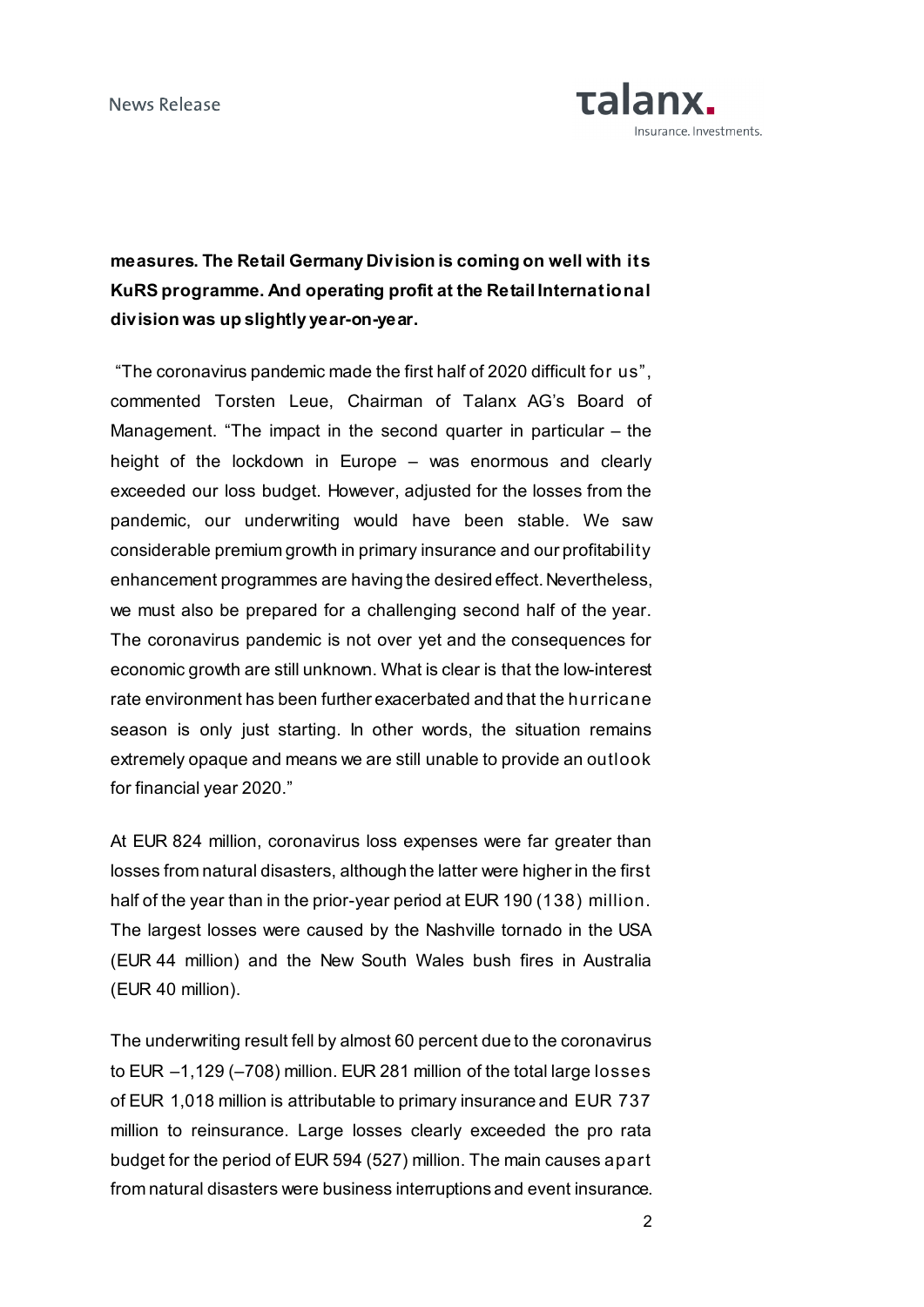**measures. The Retail Germany Division is coming on well with its KuRS programme. And operating profit at the Retail International division was up slightly year-on-year.**

"The coronavirus pandemic made the first half of 2020 difficult for us", commented Torsten Leue, Chairman of Talanx AG's Board of Management. "The impact in the second quarter in particular – the height of the lockdown in Europe – was enormous and clearly exceeded our loss budget. However, adjusted for the losses from the pandemic, our underwriting would have been stable. We saw considerable premium growth in primary insurance and our profitability enhancement programmes are having the desired effect. Nevertheless, we must also be prepared for a challenging second half of the year. The coronavirus pandemic is not over yet and the consequences for economic growth are still unknown. What is clear is that the low-interest rate environment has been further exacerbated and that the hurricane season is only just starting. In other words, the situation remains extremely opaque and means we are still unable to provide an outlook for financial year 2020."

At EUR 824 million, coronavirus loss expenses were far greater than losses from natural disasters, although the latter were higher in the first half of the year than in the prior-year period at EUR 190 (138) million. The largest losses were caused by the Nashville tornado in the USA (EUR 44 million) and the New South Wales bush fires in Australia (EUR 40 million).

The underwriting result fell by almost 60 percent due to the coronavirus to EUR –1,129 (–708) million. EUR 281 million of the total large losses of EUR 1,018 million is attributable to primary insurance and EUR 737 million to reinsurance. Large losses clearly exceeded the pro rata budget for the period of EUR 594 (527) million. The main causes apart from natural disasters were business interruptions and event insurance.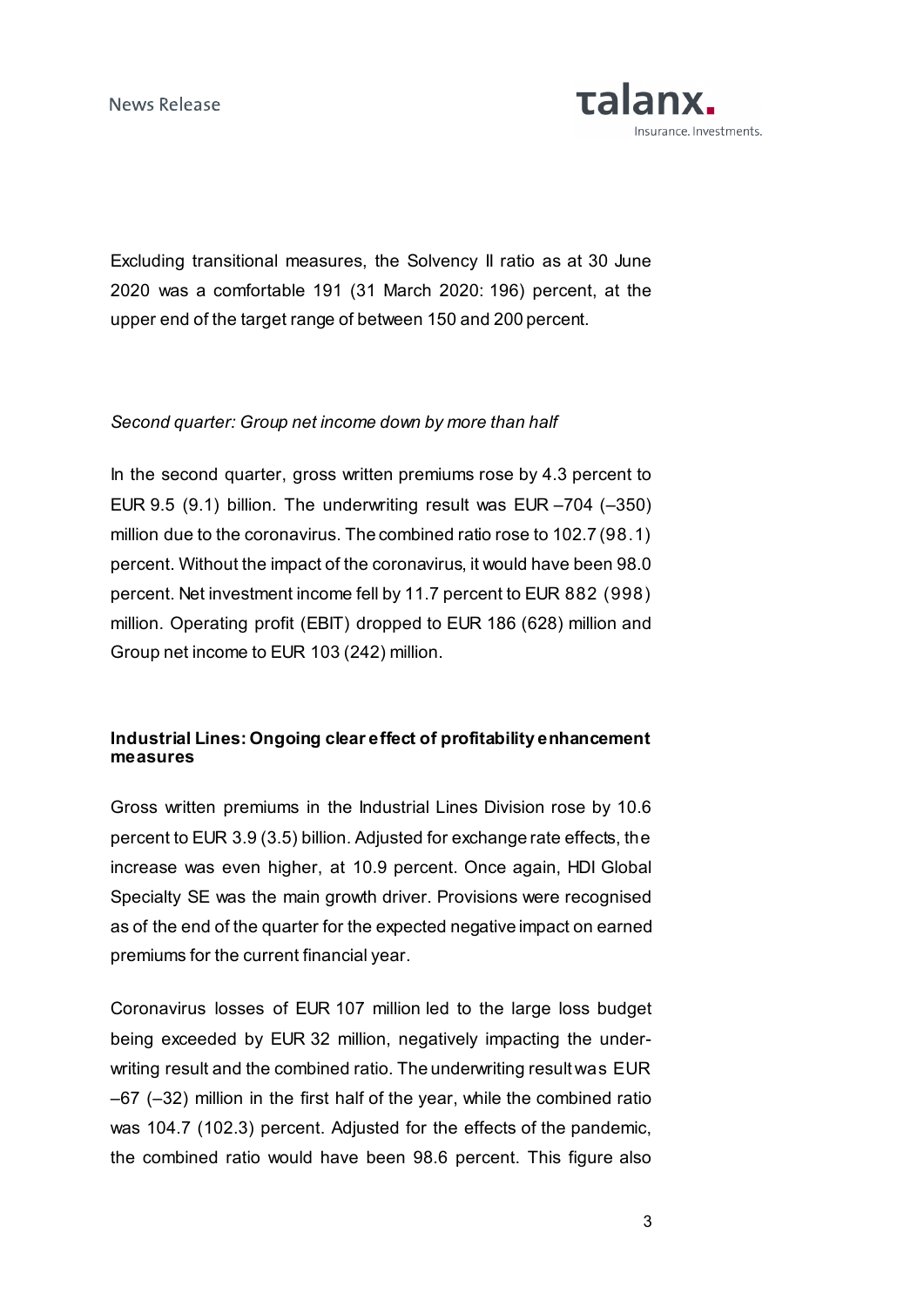Excluding transitional measures, the Solvency II ratio as at 30 June 2020 was a comfortable 191 (31 March 2020: 196) percent, at the upper end of the target range of between 150 and 200 percent.

*Second quarter: Group net income down by more than half*

In the second quarter, gross written premiums rose by 4.3 percent to EUR 9.5 (9.1) billion. The underwriting result was EUR –704 (–350) million due to the coronavirus. The combined ratio rose to 102.7 (98.1) percent. Without the impact of the coronavirus, it would have been 98.0 percent. Net investment income fell by 11.7 percent to EUR 882 (998) million. Operating profit (EBIT) dropped to EUR 186 (628) million and Group net income to EUR 103 (242) million.

**Industrial Lines: Ongoing clear effect of profitability enhancement measures**

Gross written premiums in the Industrial Lines Division rose by 10.6 percent to EUR 3.9 (3.5) billion. Adjusted for exchange rate effects, the increase was even higher, at 10.9 percent. Once again, HDI Global Specialty SE was the main growth driver. Provisions were recognised as of the end of the quarter for the expected negative impact on earned premiums for the current financial year.

Coronavirus losses of EUR 107 million led to the large loss budget being exceeded by EUR 32 million, negatively impacting the underwriting result and the combined ratio. The underwriting result was EUR –67 (–32) million in the first half of the year, while the combined ratio was 104.7 (102.3) percent. Adjusted for the effects of the pandemic, the combined ratio would have been 98.6 percent. This figure also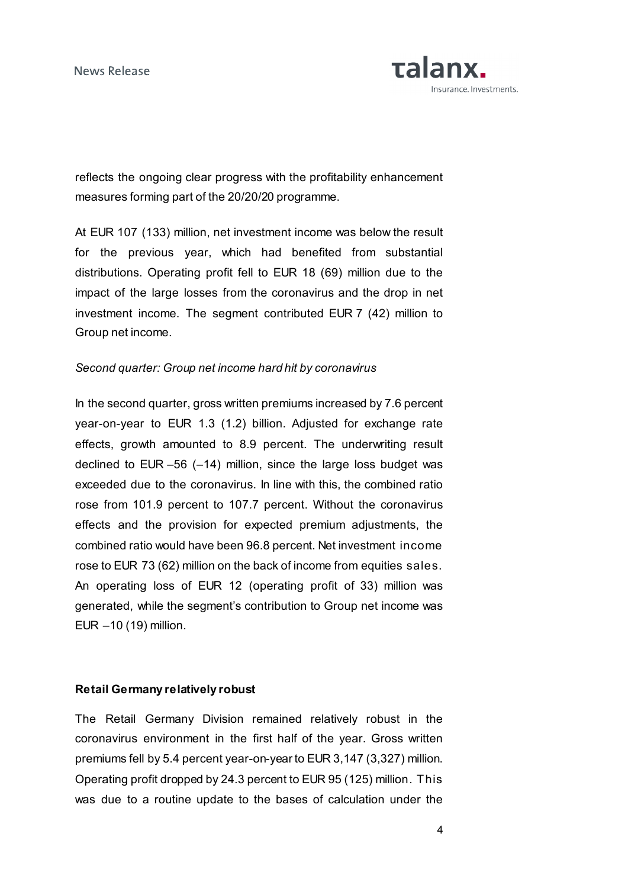reflects the ongoing clear progress with the profitability enhancement measures forming part of the 20/20/20 programme.

At EUR 107 (133) million, net investment income was below the result for the previous year, which had benefited from substantial distributions. Operating profit fell to EUR 18 (69) million due to the impact of the large losses from the coronavirus and the drop in net investment income. The segment contributed EUR 7 (42) million to Group net income.

*Second quarter: Group net income hard hit by coronavirus*

In the second quarter, gross written premiums increased by 7.6 percent year-on-year to EUR 1.3 (1.2) billion. Adjusted for exchange rate effects, growth amounted to 8.9 percent. The underwriting result declined to EUR –56 (–14) million, since the large loss budget was exceeded due to the coronavirus. In line with this, the combined ratio rose from 101.9 percent to 107.7 percent. Without the coronavirus effects and the provision for expected premium adjustments, the combined ratio would have been 96.8 percent. Net investment income rose to EUR 73 (62) million on the back of income from equities sales. An operating loss of EUR 12 (operating profit of 33) million was generated, while the segment's contribution to Group net income was EUR –10 (19) million.

**Retail Germany relatively robust**

The Retail Germany Division remained relatively robust in the coronavirus environment in the first half of the year. Gross written premiums fell by 5.4 percent year-on-year to EUR 3,147 (3,327) million. Operating profit dropped by 24.3 percent to EUR 95 (125) million. This was due to a routine update to the bases of calculation under the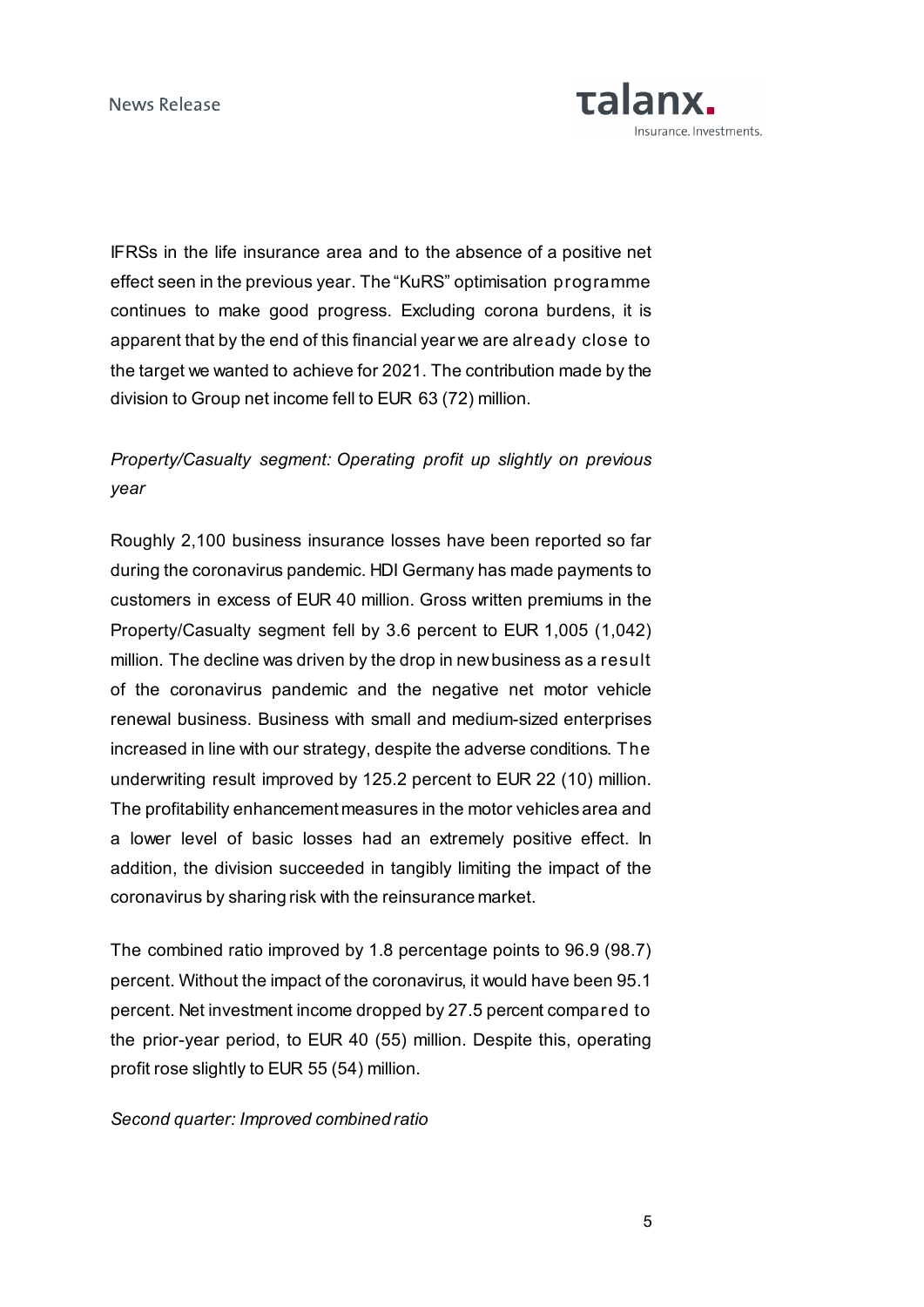IFRSs in the life insurance area and to the absence of a positive net effect seen in the previous year. The "KuRS" optimisation programme continues to make good progress. Excluding corona burdens, it is apparent that by the end of this financial year we are already close to the target we wanted to achieve for 2021. The contribution made by the division to Group net income fell to EUR 63 (72) million.

*Property/Casualty segment: Operating profit up slightly on previous year*

Roughly 2,100 business insurance losses have been reported so far during the coronavirus pandemic. HDI Germany has made payments to customers in excess of EUR 40 million. Gross written premiums in the Property/Casualty segment fell by 3.6 percent to EUR 1,005 (1,042) million. The decline was driven by the drop in new business as a result of the coronavirus pandemic and the negative net motor vehicle renewal business. Business with small and medium-sized enterprises increased in line with our strategy, despite the adverse conditions. The underwriting result improved by 125.2 percent to EUR 22 (10) million. The profitability enhancement measures in the motor vehicles area and a lower level of basic losses had an extremely positive effect. In addition, the division succeeded in tangibly limiting the impact of the coronavirus by sharing risk with the reinsurance market.

The combined ratio improved by 1.8 percentage points to 96.9 (98.7) percent. Without the impact of the coronavirus, it would have been 95.1 percent. Net investment income dropped by 27.5 percent compared to the prior-year period, to EUR 40 (55) million. Despite this, operating profit rose slightly to EUR 55 (54) million.

*Second quarter: Improved combined ratio*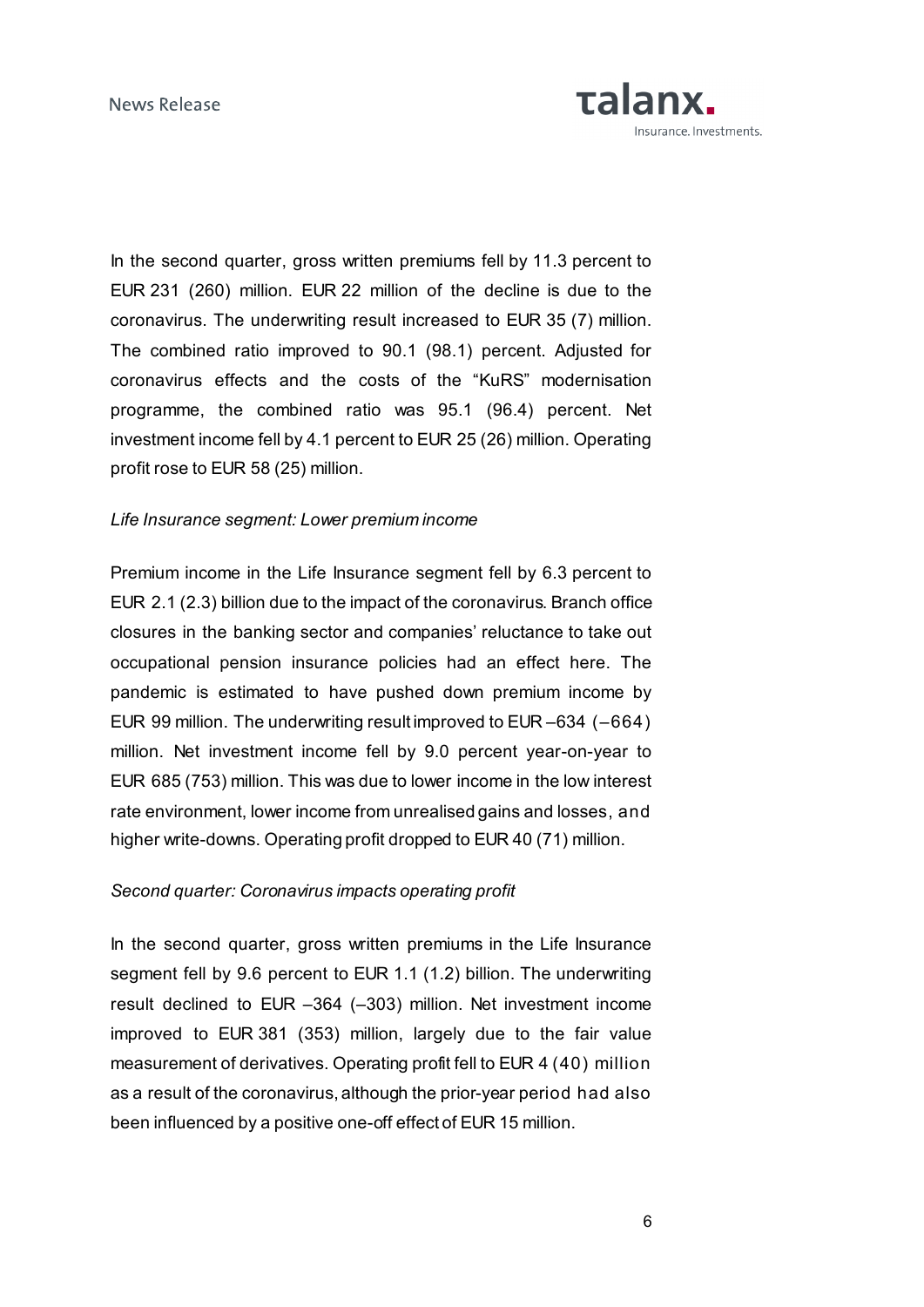In the second quarter, gross written premiums fell by 11.3 percent to EUR 231 (260) million. EUR 22 million of the decline is due to the coronavirus. The underwriting result increased to EUR 35 (7) million. The combined ratio improved to 90.1 (98.1) percent. Adjusted for coronavirus effects and the costs of the "KuRS" modernisation programme, the combined ratio was 95.1 (96.4) percent. Net investment income fell by 4.1 percent to EUR 25 (26) million. Operating profit rose to EUR 58 (25) million.

*Life Insurance segment: Lower premium income*

Premium income in the Life Insurance segment fell by 6.3 percent to EUR 2.1 (2.3) billion due to the impact of the coronavirus. Branch office closures in the banking sector and companies' reluctance to take out occupational pension insurance policies had an effect here. The pandemic is estimated to have pushed down premium income by EUR 99 million. The underwriting result improved to EUR –634 (–664) million. Net investment income fell by 9.0 percent year-on-year to EUR 685 (753) million. This was due to lower income in the low interest rate environment, lower income from unrealised gains and losses, and higher write-downs. Operating profit dropped to EUR 40 (71) million.

*Second quarter: Coronavirus impacts operating profit*

In the second quarter, gross written premiums in the Life Insurance segment fell by 9.6 percent to EUR 1.1 (1.2) billion. The underwriting result declined to EUR –364 (–303) million. Net investment income improved to EUR 381 (353) million, largely due to the fair value measurement of derivatives. Operating profit fell to EUR 4 (40) million as a result of the coronavirus, although the prior-year period had also been influenced by a positive one-off effect of EUR 15 million.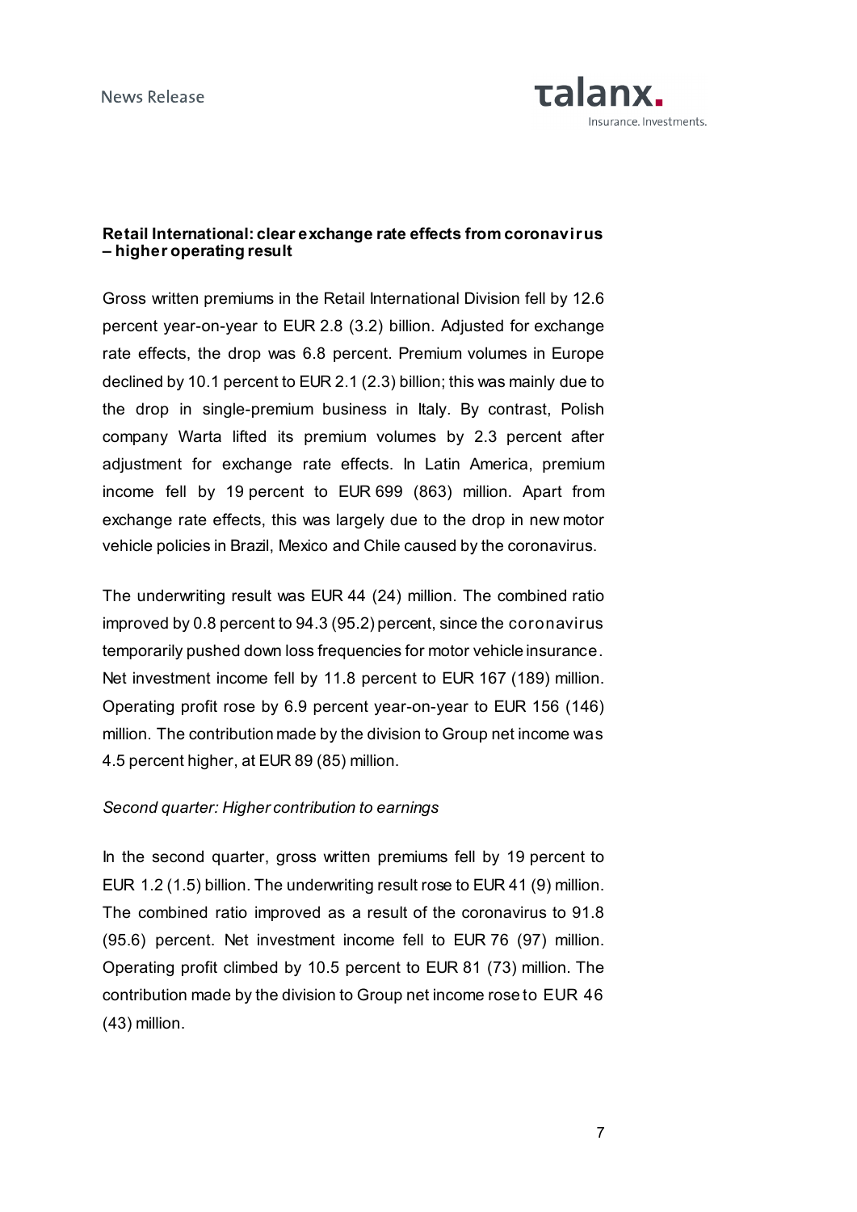**Retail International: clear exchange rate effects from coronavirus – higher operating result**

Gross written premiums in the Retail International Division fell by 12.6 percent year-on-year to EUR 2.8 (3.2) billion. Adjusted for exchange rate effects, the drop was 6.8 percent. Premium volumes in Europe declined by 10.1 percent to EUR 2.1 (2.3) billion; this was mainly due to the drop in single-premium business in Italy. By contrast, Polish company Warta lifted its premium volumes by 2.3 percent after adjustment for exchange rate effects. In Latin America, premium income fell by 19 percent to EUR 699 (863) million. Apart from exchange rate effects, this was largely due to the drop in new motor vehicle policies in Brazil, Mexico and Chile caused by the coronavirus.

The underwriting result was EUR 44 (24) million. The combined ratio improved by 0.8 percent to 94.3 (95.2) percent, since the coronavirus temporarily pushed down loss frequencies for motor vehicle insurance. Net investment income fell by 11.8 percent to EUR 167 (189) million. Operating profit rose by 6.9 percent year-on-year to EUR 156 (146) million. The contribution made by the division to Group net income was 4.5 percent higher, at EUR 89 (85) million.

*Second quarter: Higher contribution to earnings*

In the second quarter, gross written premiums fell by 19 percent to EUR 1.2 (1.5) billion. The underwriting result rose to EUR 41 (9) million. The combined ratio improved as a result of the coronavirus to 91.8 (95.6) percent. Net investment income fell to EUR 76 (97) million. Operating profit climbed by 10.5 percent to EUR 81 (73) million. The contribution made by the division to Group net income rose to EUR 46 (43) million.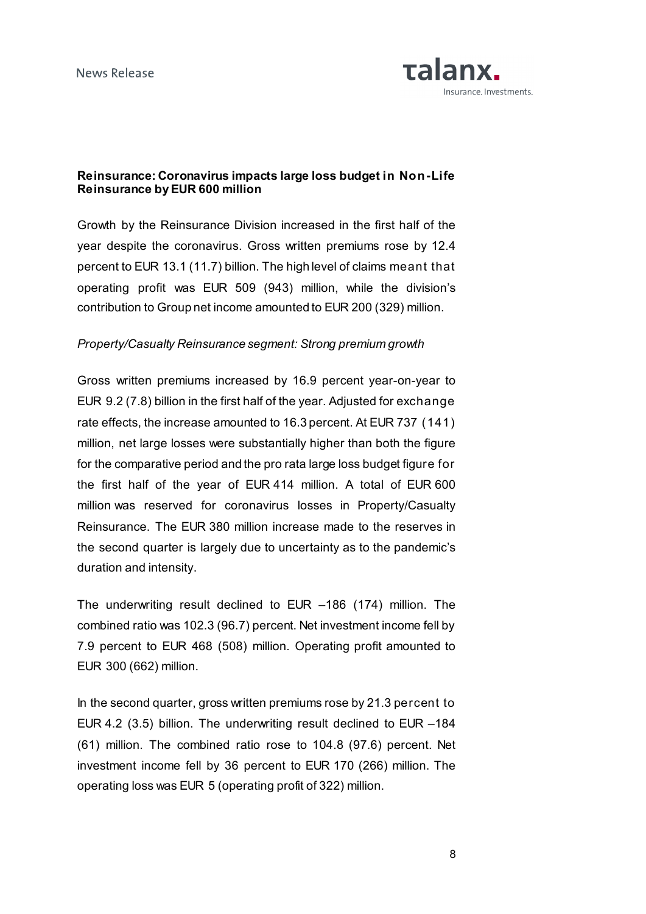**Reinsurance: Coronavirus impacts large loss budget in Non-Life Reinsurance by EUR 600 million**

Growth by the Reinsurance Division increased in the first half of the year despite the coronavirus. Gross written premiums rose by 12.4 percent to EUR 13.1 (11.7) billion. The high level of claims meant that operating profit was EUR 509 (943) million, while the division's contribution to Group net income amounted to EUR 200 (329) million.

*Property/Casualty Reinsurance segment: Strong premium growth*

Gross written premiums increased by 16.9 percent year-on-year to EUR 9.2 (7.8) billion in the first half of the year. Adjusted for exchange rate effects, the increase amounted to 16.3 percent. At EUR 737 (141) million, net large losses were substantially higher than both the figure for the comparative period and the pro rata large loss budget figure for the first half of the year of EUR 414 million. A total of EUR 600 million was reserved for coronavirus losses in Property/Casualty Reinsurance. The EUR 380 million increase made to the reserves in the second quarter is largely due to uncertainty as to the pandemic's duration and intensity.

The underwriting result declined to EUR –186 (174) million. The combined ratio was 102.3 (96.7) percent. Net investment income fell by 7.9 percent to EUR 468 (508) million. Operating profit amounted to EUR 300 (662) million.

In the second quarter, gross written premiums rose by 21.3 percent to EUR 4.2 (3.5) billion. The underwriting result declined to EUR –184 (61) million. The combined ratio rose to 104.8 (97.6) percent. Net investment income fell by 36 percent to EUR 170 (266) million. The operating loss was EUR 5 (operating profit of 322) million.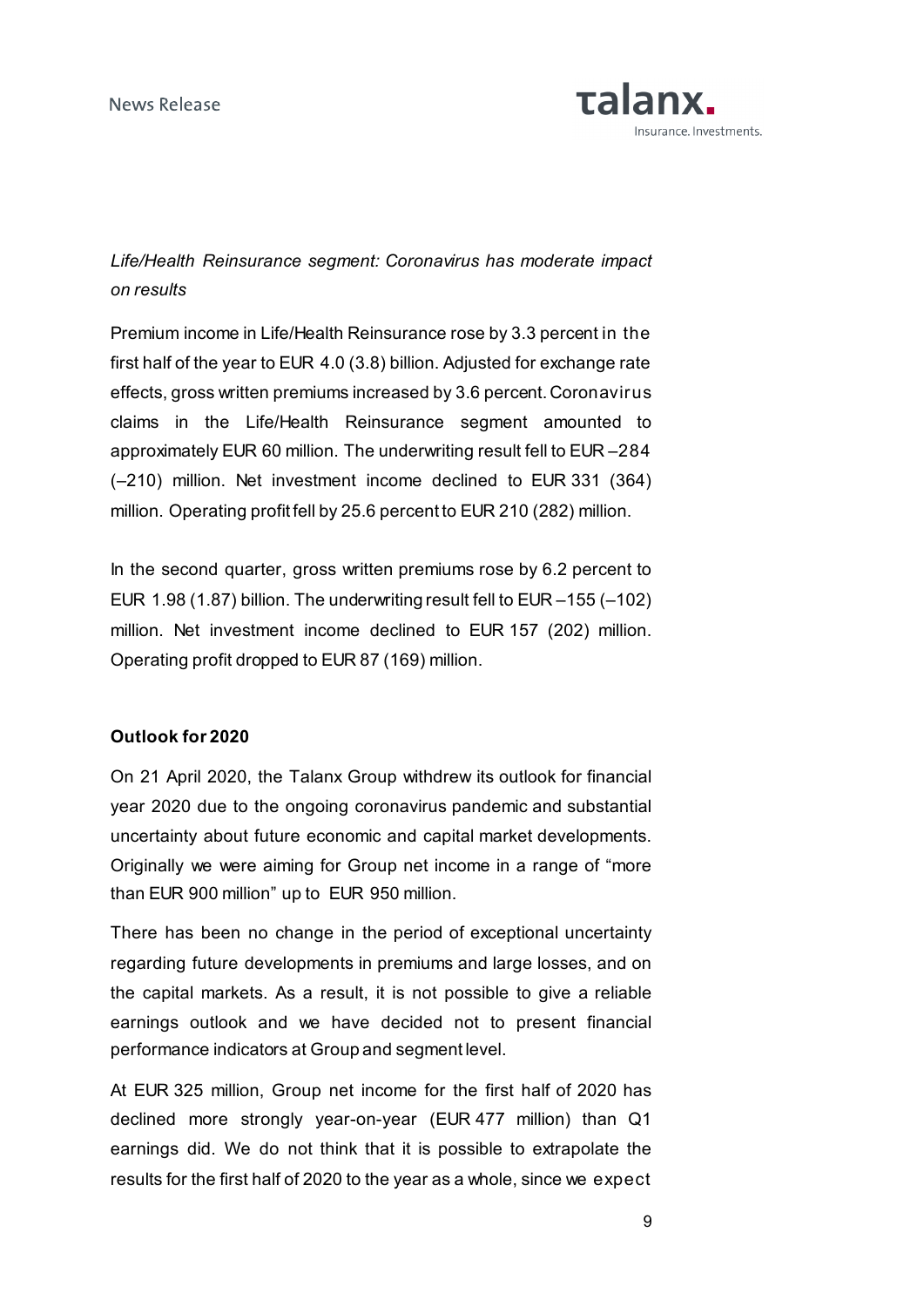*Life/Health Reinsurance segment: Coronavirus has moderate impact on results*

Premium income in Life/Health Reinsurance rose by 3.3 percent in the first half of the year to EUR 4.0 (3.8) billion. Adjusted for exchange rate effects, gross written premiums increased by 3.6 percent. Coronavirus claims in the Life/Health Reinsurance segment amounted to approximately EUR 60 million. The underwriting result fell to EUR –284 (–210) million. Net investment income declined to EUR 331 (364) million. Operating profit fell by 25.6 percent to EUR 210 (282) million.

In the second quarter, gross written premiums rose by 6.2 percent to EUR 1.98 (1.87) billion. The underwriting result fell to EUR –155 (–102) million. Net investment income declined to EUR 157 (202) million. Operating profit dropped to EUR 87 (169) million.

**Outlook for 2020**

On 21 April 2020, the Talanx Group withdrew its outlook for financial year 2020 due to the ongoing coronavirus pandemic and substantial uncertainty about future economic and capital market developments. Originally we were aiming for Group net income in a range of "more than EUR 900 million" up to EUR 950 million.

There has been no change in the period of exceptional uncertainty regarding future developments in premiums and large losses, and on the capital markets. As a result, it is not possible to give a reliable earnings outlook and we have decided not to present financial performance indicators at Group and segment level.

At EUR 325 million, Group net income for the first half of 2020 has declined more strongly year-on-year (EUR 477 million) than Q1 earnings did. We do not think that it is possible to extrapolate the results for the first half of 2020 to the year as a whole, since we expect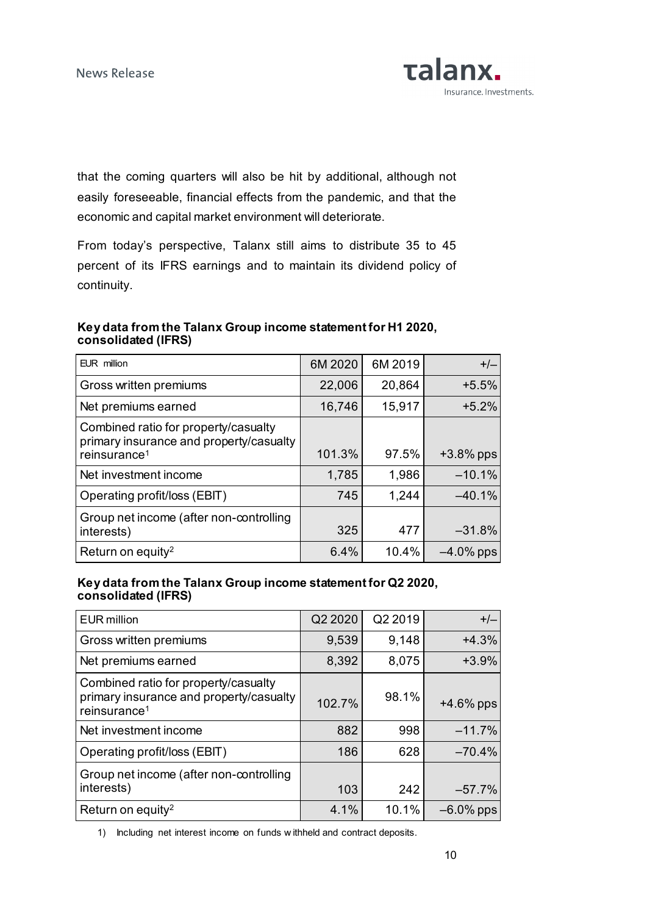that the coming quarters will also be hit by additional, although not easily foreseeable, financial effects from the pandemic, and that the economic and capital market environment will deteriorate.

From today's perspective, Talanx still aims to distribute 35 to 45 percent of its IFRS earnings and to maintain its dividend policy of continuity.

**Key data from the Talanx Group income statement for H1 2020, consolidated (IFRS)**

| EUR million | 6M 2020 | 6M 2019 | +/– |
|---|---|---|---|
| Gross written premiums | 22,006 | 20,864 | +5.5% |
| Net premiums earned | 16,746 | 15,917 | +5.2% |
| Combined ratio for property/casualty primary insurance and property/casualty reinsurance[1] | 101.3% | 97.5% | +3.8% pps |
| Net investment income | 1,785 | 1,986 | –10.1% |
| Operating profit/loss (EBIT) | 745 | 1,244 | –40.1% |
| Group net income (after non-controlling interests) | 325 | 477 | –31.8% |
| Return on equity[2] | 6.4% | 10.4% | –4.0% pps |

**Key data from the Talanx Group income statement for Q2 2020, consolidated (IFRS)**

| EUR million | Q2 2020 | Q2 2019 | +/– |
|---|---|---|---|
| Gross written premiums | 9,539 | 9,148 | +4.3% |
| Net premiums earned | 8,392 | 8,075 | +3.9% |
| Combined ratio for property/casualty primary insurance and property/casualty reinsurance[1] | 102.7% | 98.1% | +4.6% pps |
| Net investment income | 882 | 998 | –11.7% |
| Operating profit/loss (EBIT) | 186 | 628 | –70.4% |
| Group net income (after non-controlling interests) | 103 | 242 | –57.7% |
| Return on equity[2] | 4.1% | 10.1% | –6.0% pps |

1) Including net interest income on funds withheld and contract deposits.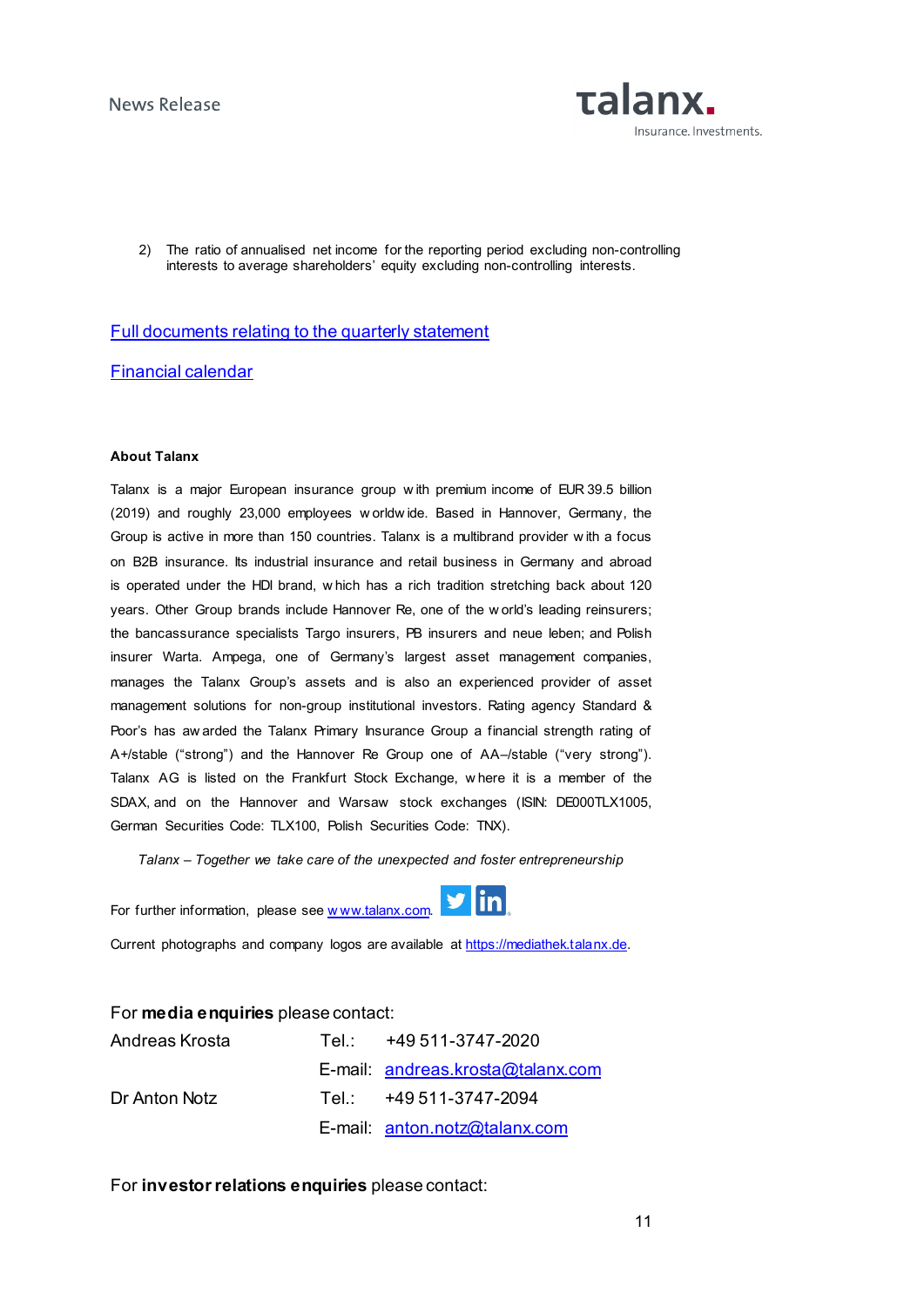2) The ratio of annualised net income for the reporting period excluding non-controlling interests to average shareholders' equity excluding non-controlling interests.

[Full documents relating to the quarterly statement]

[Financial calendar]

**About Talanx**

Talanx is a major European insurance group with premium income of EUR 39.5 billion (2019) and roughly 23,000 employees worldwide. Based in Hannover, Germany, the Group is active in more than 150 countries. Talanx is a multibrand provider with a focus on B2B insurance. Its industrial insurance and retail business in Germany and abroad is operated under the HDI brand, which has a rich tradition stretching back about 120 years. Other Group brands include Hannover Re, one of the world's leading reinsurers; the bancassurance specialists Targo insurers, PB insurers and neue leben; and Polish insurer Warta. Ampega, one of Germany's largest asset management companies, manages the Talanx Group's assets and is also an experienced provider of asset management solutions for non-group institutional investors. Rating agency Standard & Poor's has awarded the Talanx Primary Insurance Group a financial strength rating of A+/stable ("strong") and the Hannover Re Group one of AA–/stable ("very strong"). Talanx AG is listed on the Frankfurt Stock Exchange, where it is a member of the SDAX, and on the Hannover and Warsaw stock exchanges (ISIN: DE000TLX1005, German Securities Code: TLX100, Polish Securities Code: TNX).

*Talanx – Together we take care of the unexpected and foster entrepreneurship*

For further information, please see www.talanx.com.

Current photographs and company logos are available at https://mediathek.talanx.de.

For **media enquiries** please contact:

| | | |
|---|---|---|
| Andreas Krosta | Tel.: | +49 511-3747-2020 |
| | E-mail: | andreas.krosta@talanx.com |
| Dr Anton Notz | Tel.: | +49 511-3747-2094 |
| | E-mail: | anton.notz@talanx.com |

For **investor relations enquiries** please contact: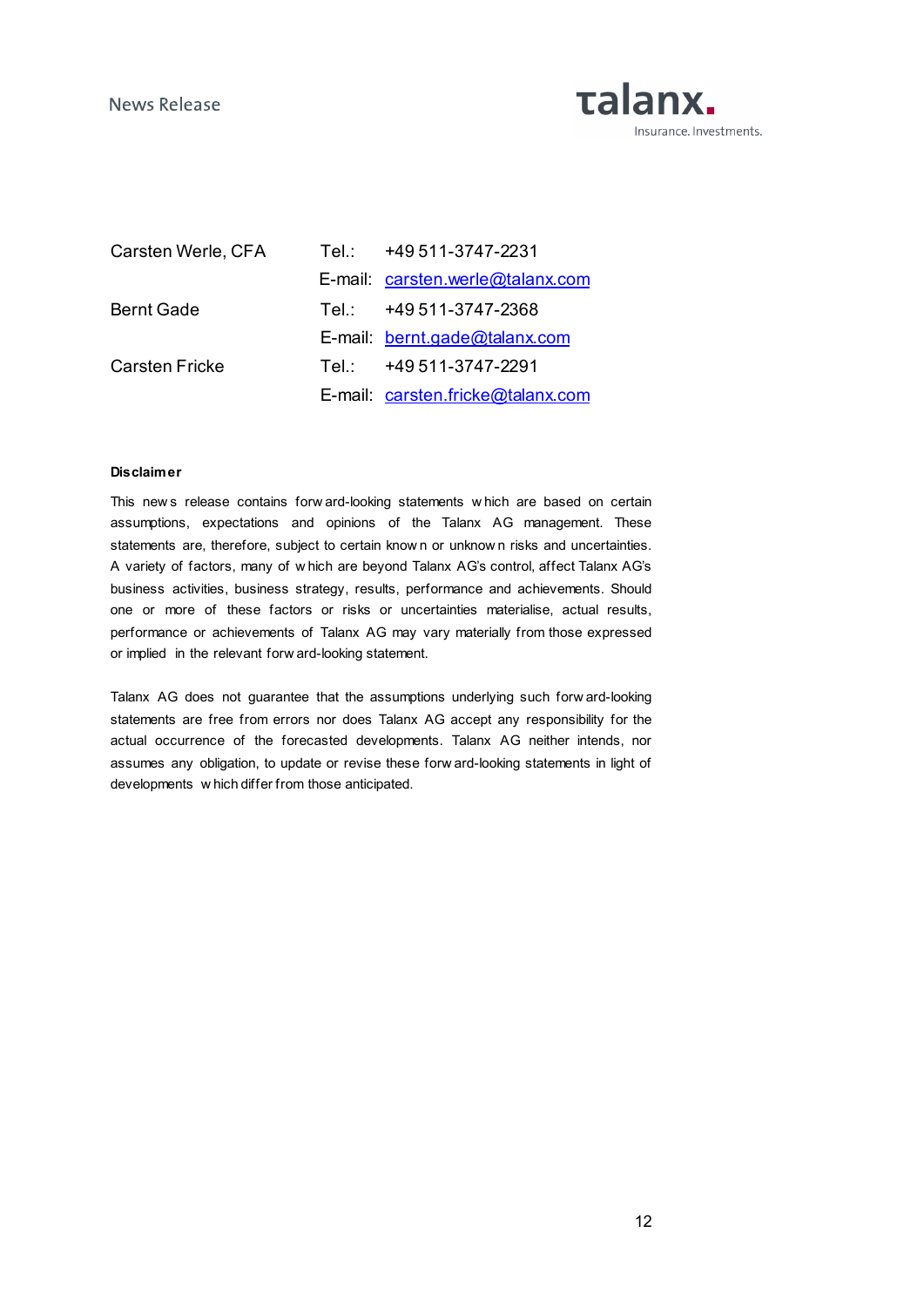| | | |
|---|---|---|
| Carsten Werle, CFA | Tel.: | +49 511-3747-2231 |
| | E-mail: | carsten.werle@talanx.com |
| Bernt Gade | Tel.: | +49 511-3747-2368 |
| | E-mail: | bernt.gade@talanx.com |
| Carsten Fricke | Tel.: | +49 511-3747-2291 |
| | E-mail: | carsten.fricke@talanx.com |

**Disclaimer**

This news release contains forward-looking statements which are based on certain assumptions, expectations and opinions of the Talanx AG management. These statements are, therefore, subject to certain known or unknown risks and uncertainties. A variety of factors, many of which are beyond Talanx AG's control, affect Talanx AG's business activities, business strategy, results, performance and achievements. Should one or more of these factors or risks or uncertainties materialise, actual results, performance or achievements of Talanx AG may vary materially from those expressed or implied in the relevant forward-looking statement.

Talanx AG does not guarantee that the assumptions underlying such forward-looking statements are free from errors nor does Talanx AG accept any responsibility for the actual occurrence of the forecasted developments. Talanx AG neither intends, nor assumes any obligation, to update or revise these forward-looking statements in light of developments which differ from those anticipated.